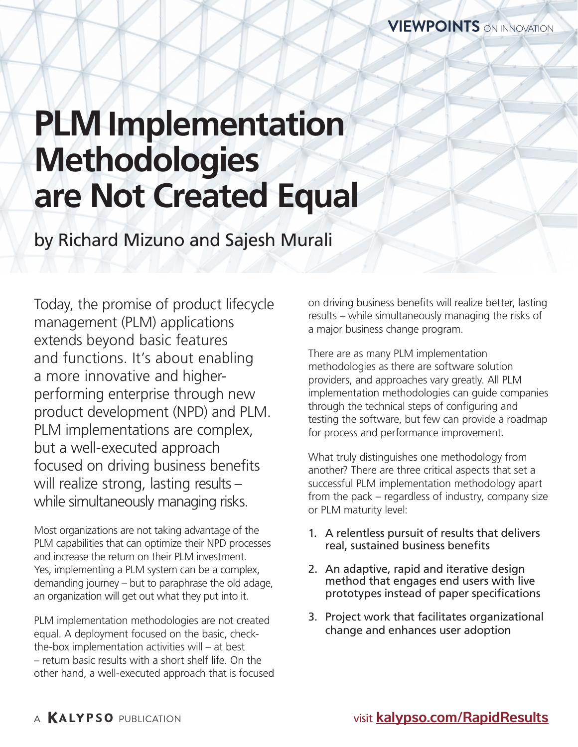VIEWPOINTS ON INNOVATION

# PLM Implementation Methodologies are Not Created Equal

by Richard Mizuno and Sajesh Murali

Today, the promise of product lifecycle management (PLM) applications extends beyond basic features and functions. It's about enabling a more innovative and higher-performing enterprise through new product development (NPD) and PLM. PLM implementations are complex, but a well-executed approach focused on driving business benefits will realize strong, lasting results – while simultaneously managing risks.

Most organizations are not taking advantage of the PLM capabilities that can optimize their NPD processes and increase the return on their PLM investment. Yes, implementing a PLM system can be a complex, demanding journey – but to paraphrase the old adage, an organization will get out what they put into it.

PLM implementation methodologies are not created equal. A deployment focused on the basic, check-the-box implementation activities will – at best – return basic results with a short shelf life. On the other hand, a well-executed approach that is focused on driving business benefits will realize better, lasting results – while simultaneously managing the risks of a major business change program.

There are as many PLM implementation methodologies as there are software solution providers, and approaches vary greatly. All PLM implementation methodologies can guide companies through the technical steps of configuring and testing the software, but few can provide a roadmap for process and performance improvement.

What truly distinguishes one methodology from another? There are three critical aspects that set a successful PLM implementation methodology apart from the pack – regardless of industry, company size or PLM maturity level:

1. A relentless pursuit of results that delivers real, sustained business benefits
2. An adaptive, rapid and iterative design method that engages end users with live prototypes instead of paper specifications
3. Project work that facilitates organizational change and enhances user adoption

A KALYPSO PUBLICATION

visit **kalypso.com/RapidResults**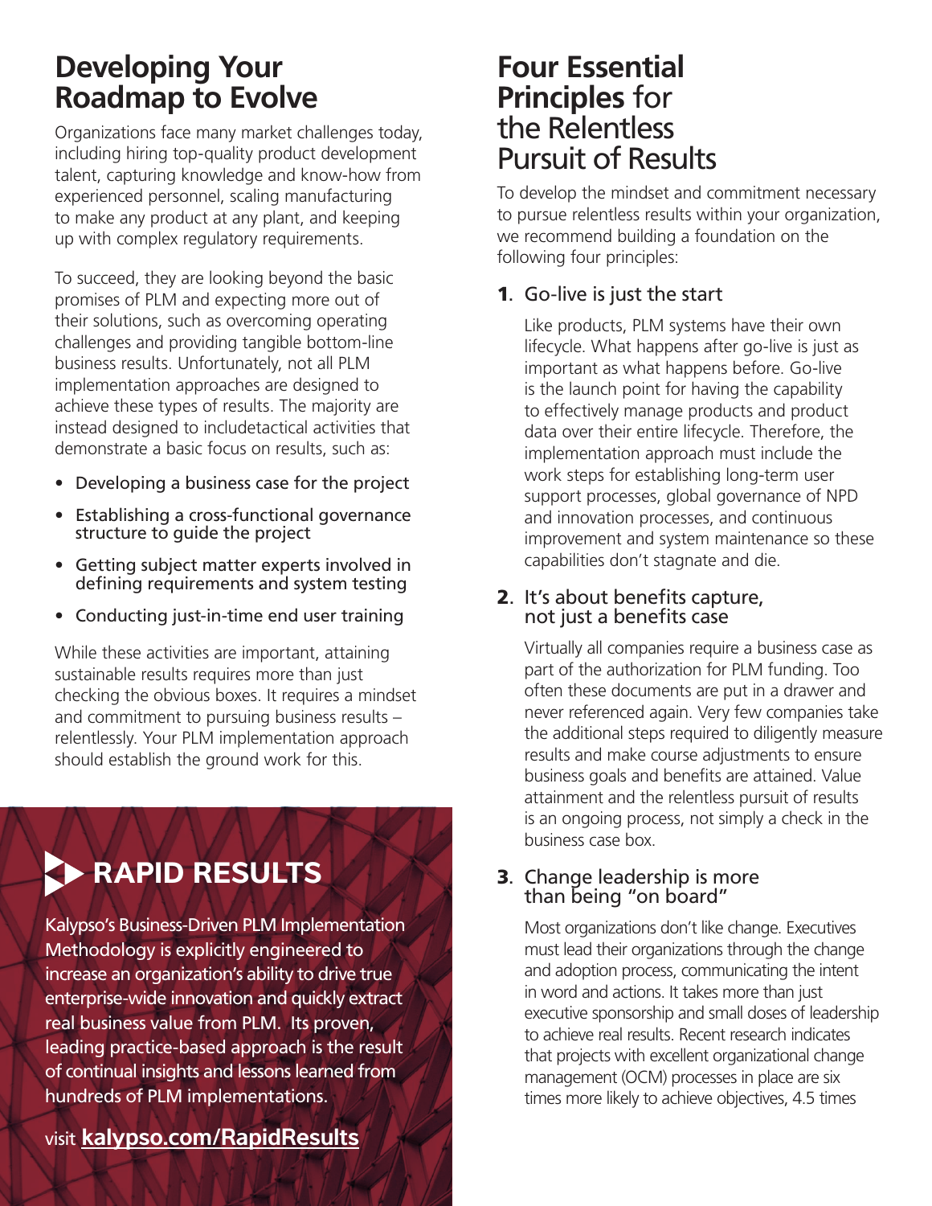## Developing Your Roadmap to Evolve

Organizations face many market challenges today, including hiring top-quality product development talent, capturing knowledge and know-how from experienced personnel, scaling manufacturing to make any product at any plant, and keeping up with complex regulatory requirements.

To succeed, they are looking beyond the basic promises of PLM and expecting more out of their solutions, such as overcoming operating challenges and providing tangible bottom-line business results. Unfortunately, not all PLM implementation approaches are designed to achieve these types of results. The majority are instead designed to includetactical activities that demonstrate a basic focus on results, such as:

- Developing a business case for the project
- Establishing a cross-functional governance structure to guide the project
- Getting subject matter experts involved in defining requirements and system testing
- Conducting just-in-time end user training

While these activities are important, attaining sustainable results requires more than just checking the obvious boxes. It requires a mindset and commitment to pursuing business results – relentlessly. Your PLM implementation approach should establish the ground work for this.

### RAPID RESULTS

Kalypso's Business-Driven PLM Implementation Methodology is explicitly engineered to increase an organization's ability to drive true enterprise-wide innovation and quickly extract real business value from PLM. Its proven, leading practice-based approach is the result of continual insights and lessons learned from hundreds of PLM implementations.

visit **kalypso.com/RapidResults**

## Four Essential Principles for the Relentless Pursuit of Results

To develop the mindset and commitment necessary to pursue relentless results within your organization, we recommend building a foundation on the following four principles:

**1**. Go-live is just the start

Like products, PLM systems have their own lifecycle. What happens after go-live is just as important as what happens before. Go-live is the launch point for having the capability to effectively manage products and product data over their entire lifecycle. Therefore, the implementation approach must include the work steps for establishing long-term user support processes, global governance of NPD and innovation processes, and continuous improvement and system maintenance so these capabilities don't stagnate and die.

**2**. It's about benefits capture, not just a benefits case

Virtually all companies require a business case as part of the authorization for PLM funding. Too often these documents are put in a drawer and never referenced again. Very few companies take the additional steps required to diligently measure results and make course adjustments to ensure business goals and benefits are attained. Value attainment and the relentless pursuit of results is an ongoing process, not simply a check in the business case box.

**3**. Change leadership is more than being "on board"

Most organizations don't like change. Executives must lead their organizations through the change and adoption process, communicating the intent in word and actions. It takes more than just executive sponsorship and small doses of leadership to achieve real results. Recent research indicates that projects with excellent organizational change management (OCM) processes in place are six times more likely to achieve objectives, 4.5 times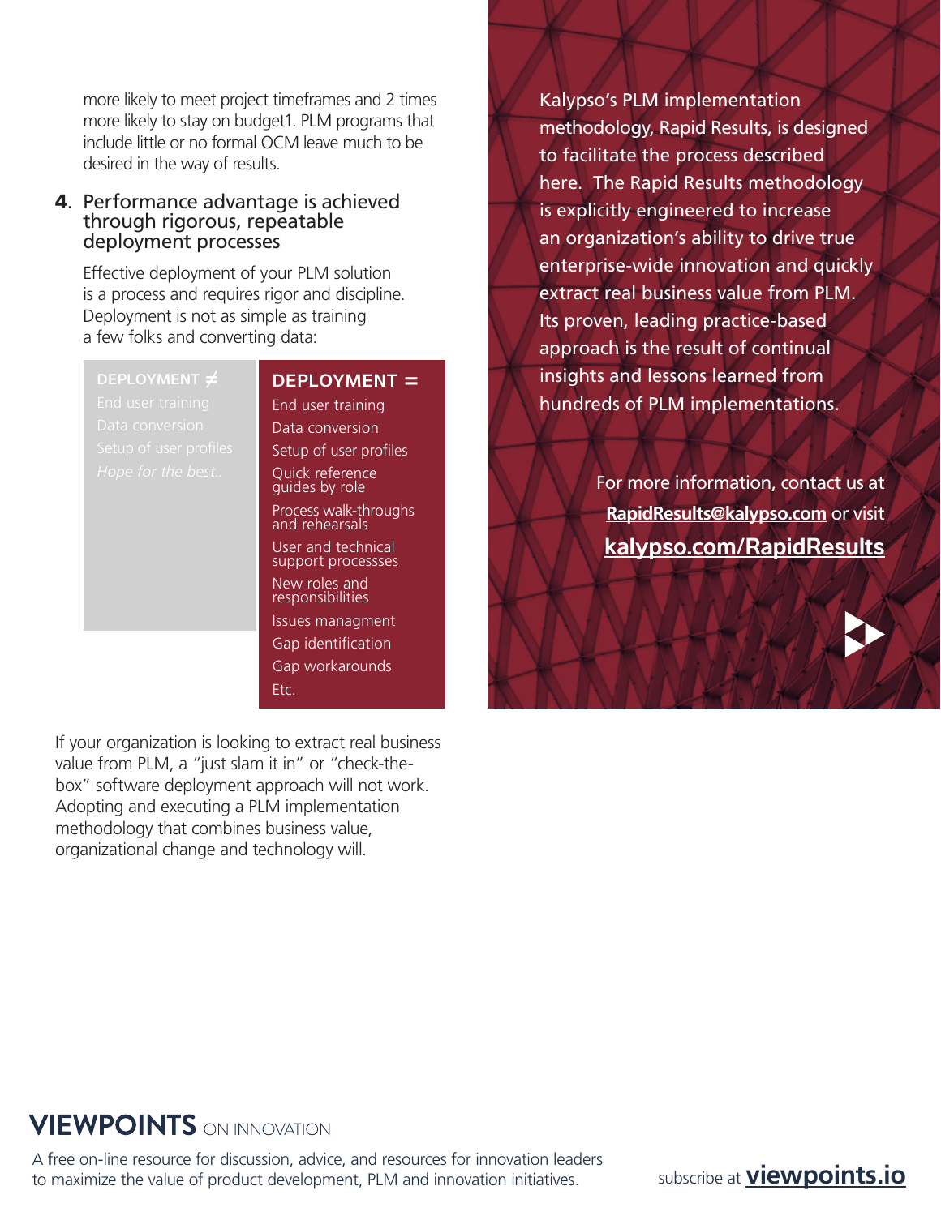more likely to meet project timeframes and 2 times more likely to stay on budget1. PLM programs that include little or no formal OCM leave much to be desired in the way of results.

## 4. Performance advantage is achieved through rigorous, repeatable deployment processes

Effective deployment of your PLM solution is a process and requires rigor and discipline. Deployment is not as simple as training a few folks and converting data:

| DEPLOYMENT ≠ | DEPLOYMENT = |
|---|---|
| End user training | End user training |
| Data conversion | Data conversion |
| Setup of user profiles | Setup of user profiles |
| *Hope for the best..* | Quick reference guides by role |
| | Process walk-throughs and rehearsals |
| | User and technical support processses |
| | New roles and responsibilities |
| | Issues managment |
| | Gap identification |
| | Gap workarounds |
| | Etc. |

If your organization is looking to extract real business value from PLM, a "just slam it in" or "check-the-box" software deployment approach will not work. Adopting and executing a PLM implementation methodology that combines business value, organizational change and technology will.

Kalypso's PLM implementation methodology, Rapid Results, is designed to facilitate the process described here. The Rapid Results methodology is explicitly engineered to increase an organization's ability to drive true enterprise-wide innovation and quickly extract real business value from PLM. Its proven, leading practice-based approach is the result of continual insights and lessons learned from hundreds of PLM implementations.

For more information, contact us at **RapidResults@kalypso.com** or visit **kalypso.com/RapidResults**

**VIEWPOINTS** ON INNOVATION

A free on-line resource for discussion, advice, and resources for innovation leaders to maximize the value of product development, PLM and innovation initiatives.

subscribe at **viewpoints.io**